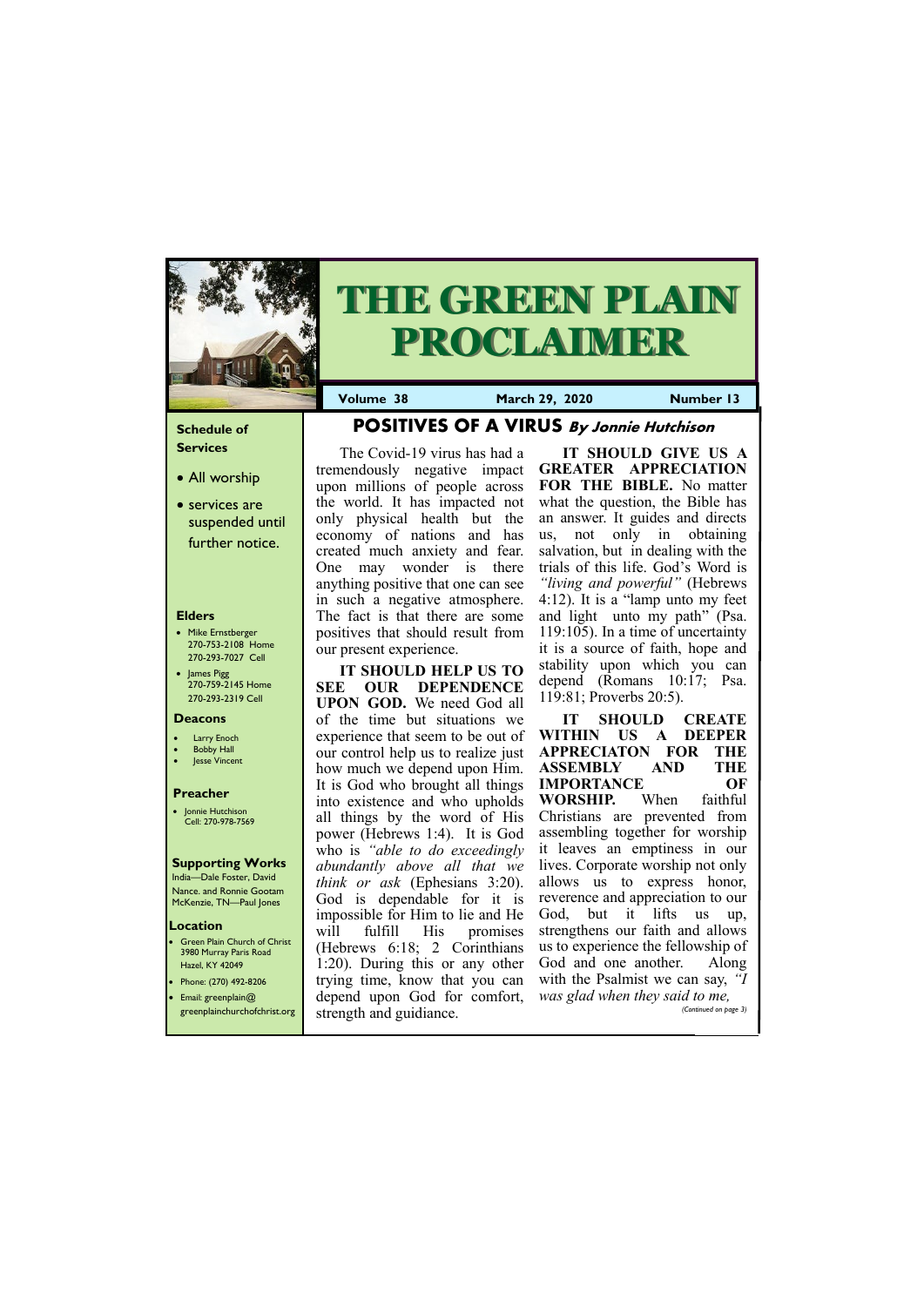# THE GREEN PLAIN PROCLAIMER

**Volume 38** | **March 29, 2020** | **Number 13**

### Schedule of Services

- All worship
- services are suspended until further notice.

### Elders

- Mike Ernstberger 270-753-2108 Home 270-293-7027 Cell
- James Pigg 270-759-2145 Home 270-293-2319 Cell

### Deacons

- Larry Enoch
- Bobby Hall
- Jesse Vincent

### Preacher

- Jonnie Hutchison Cell: 270-978-7569

### Supporting Works

India—Dale Foster, David Nance. and Ronnie Gootam McKenzie, TN—Paul Jones

### Location

- Green Plain Church of Christ 3980 Murray Paris Road Hazel, KY 42049
- Phone: (270) 492-8206
- Email: greenplain@greenplainchurchofchrist.org

## POSITIVES OF A VIRUS *By Jonnie Hutchison*

The Covid-19 virus has had a tremendously negative impact upon millions of people across the world. It has impacted not only physical health but the economy of nations and has created much anxiety and fear. One may wonder is there anything positive that one can see in such a negative atmosphere. The fact is that there are some positives that should result from our present experience.

**IT SHOULD HELP US TO SEE OUR DEPENDENCE UPON GOD.** We need God all of the time but situations we experience that seem to be out of our control help us to realize just how much we depend upon Him. It is God who brought all things into existence and who upholds all things by the word of His power (Hebrews 1:4). It is God who is *"able to do exceedingly abundantly above all that we think or ask* (Ephesians 3:20). God is dependable for it is impossible for Him to lie and He will fulfill His promises (Hebrews 6:18; 2 Corinthians 1:20). During this or any other trying time, know that you can depend upon God for comfort, strength and guidance.

**IT SHOULD GIVE US A GREATER APPRECIATION FOR THE BIBLE.** No matter what the question, the Bible has an answer. It guides and directs us, not only in obtaining salvation, but in dealing with the trials of this life. God's Word is *"living and powerful"* (Hebrews 4:12). It is a "lamp unto my feet and light unto my path" (Psa. 119:105). In a time of uncertainty it is a source of faith, hope and stability upon which you can depend (Romans 10:17; Psa. 119:81; Proverbs 20:5).

**IT SHOULD CREATE WITHIN US A DEEPER APPRECIATON FOR THE ASSEMBLY AND THE IMPORTANCE OF WORSHIP.** When faithful Christians are prevented from assembling together for worship it leaves an emptiness in our lives. Corporate worship not only allows us to express honor, reverence and appreciation to our God, but it lifts us up, strengthens our faith and allows us to experience the fellowship of God and one another. Along with the Psalmist we can say, *"I was glad when they said to me,*

*(Continued on page 3)*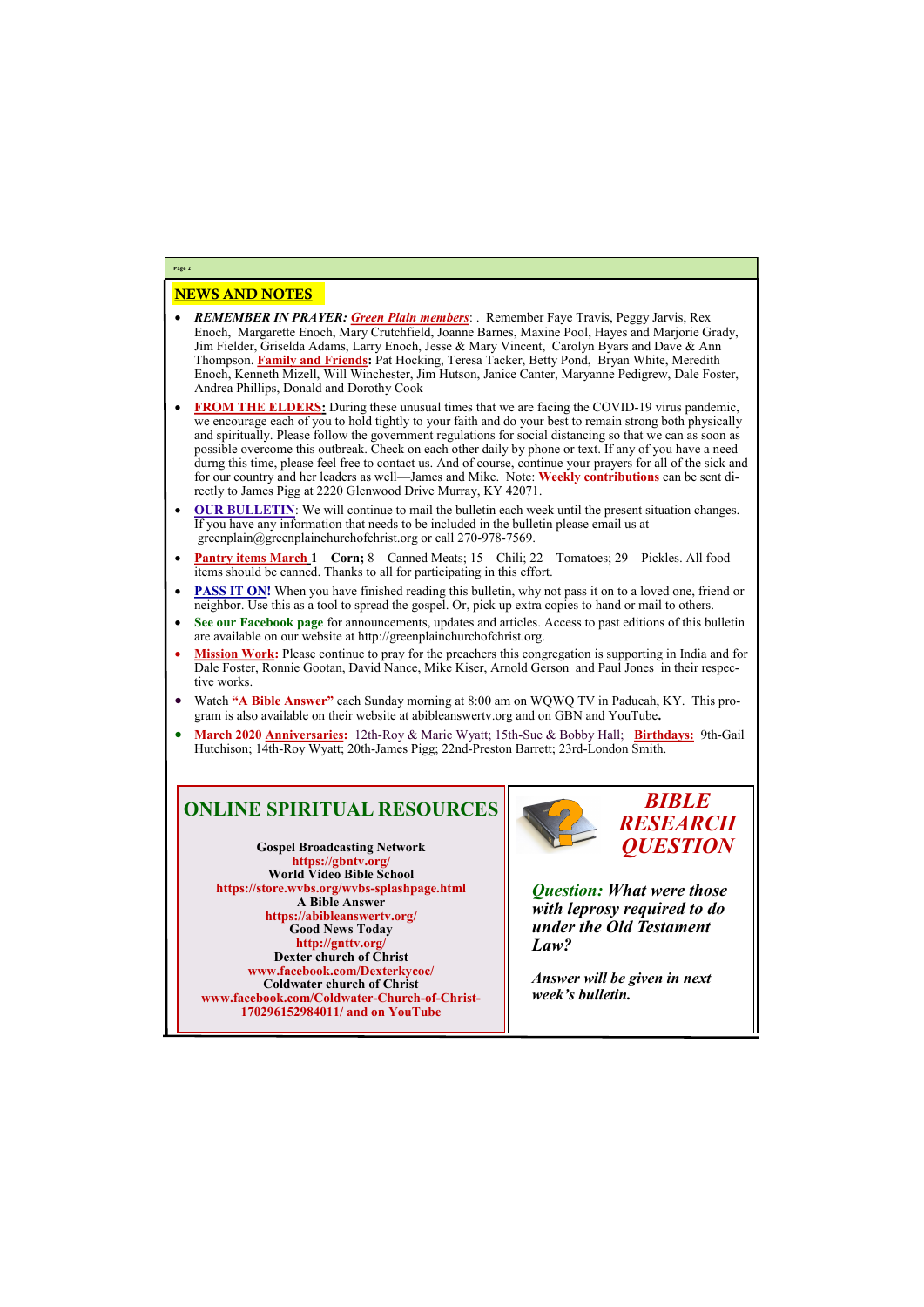## NEWS AND NOTES

- ***REMEMBER IN PRAYER:*** ***Green Plain members***: . Remember Faye Travis, Peggy Jarvis, Rex Enoch, Margarette Enoch, Mary Crutchfield, Joanne Barnes, Maxine Pool, Hayes and Marjorie Grady, Jim Fielder, Griselda Adams, Larry Enoch, Jesse & Mary Vincent, Carolyn Byars and Dave & Ann Thompson. **Family and Friends:** Pat Hocking, Teresa Tacker, Betty Pond, Bryan White, Meredith Enoch, Kenneth Mizell, Will Winchester, Jim Hutson, Janice Canter, Maryanne Pedigrew, Dale Foster, Andrea Phillips, Donald and Dorothy Cook
- **FROM THE ELDERS:** During these unusual times that we are facing the COVID-19 virus pandemic, we encourage each of you to hold tightly to your faith and do your best to remain strong both physically and spiritually. Please follow the government regulations for social distancing so that we can as soon as possible overcome this outbreak. Check on each other daily by phone or text. If any of you have a need durng this time, please feel free to contact us. And of course, continue your prayers for all of the sick and for our country and her leaders as well—James and Mike. Note: **Weekly contributions** can be sent directly to James Pigg at 2220 Glenwood Drive Murray, KY 42071.
- **OUR BULLETIN**: We will continue to mail the bulletin each week until the present situation changes. If you have any information that needs to be included in the bulletin please email us at greenplain@greenplainchurchofchrist.org or call 270-978-7569.
- **Pantry items March 1—Corn;** 8—Canned Meats; 15—Chili; 22—Tomatoes; 29—Pickles. All food items should be canned. Thanks to all for participating in this effort.
- **PASS IT ON!** When you have finished reading this bulletin, why not pass it on to a loved one, friend or neighbor. Use this as a tool to spread the gospel. Or, pick up extra copies to hand or mail to others.
- **See our Facebook page** for announcements, updates and articles. Access to past editions of this bulletin are available on our website at http://greenplainchurchofchrist.org.
- **Mission Work:** Please continue to pray for the preachers this congregation is supporting in India and for Dale Foster, Ronnie Gootan, David Nance, Mike Kiser, Arnold Gerson and Paul Jones in their respective works.
- Watch **"A Bible Answer"** each Sunday morning at 8:00 am on WQWQ TV in Paducah, KY. This program is also available on their website at abibleanswertv.org and on GBN and YouTube**.**
- **March 2020 Anniversaries:** 12th-Roy & Marie Wyatt; 15th-Sue & Bobby Hall; **Birthdays:** 9th-Gail Hutchison; 14th-Roy Wyatt; 20th-James Pigg; 22nd-Preston Barrett; 23rd-London Smith.

## ONLINE SPIRITUAL RESOURCES

**Gospel Broadcasting Network**
**https://gbntv.org/**
**World Video Bible School**
**https://store.wvbs.org/wvbs-splashpage.html**
**A Bible Answer**
**https://abibleanswertv.org/**
**Good News Today**
**http://gnttv.org/**
**Dexter church of Christ**
**www.facebook.com/Dexterkycoc/**
**Coldwater church of Christ**
**www.facebook.com/Coldwater-Church-of-Christ-170296152984011/ and on YouTube**

## *BIBLE RESEARCH QUESTION*

***Question: What were those with leprosy required to do under the Old Testament Law?***

***Answer will be given in next week's bulletin.***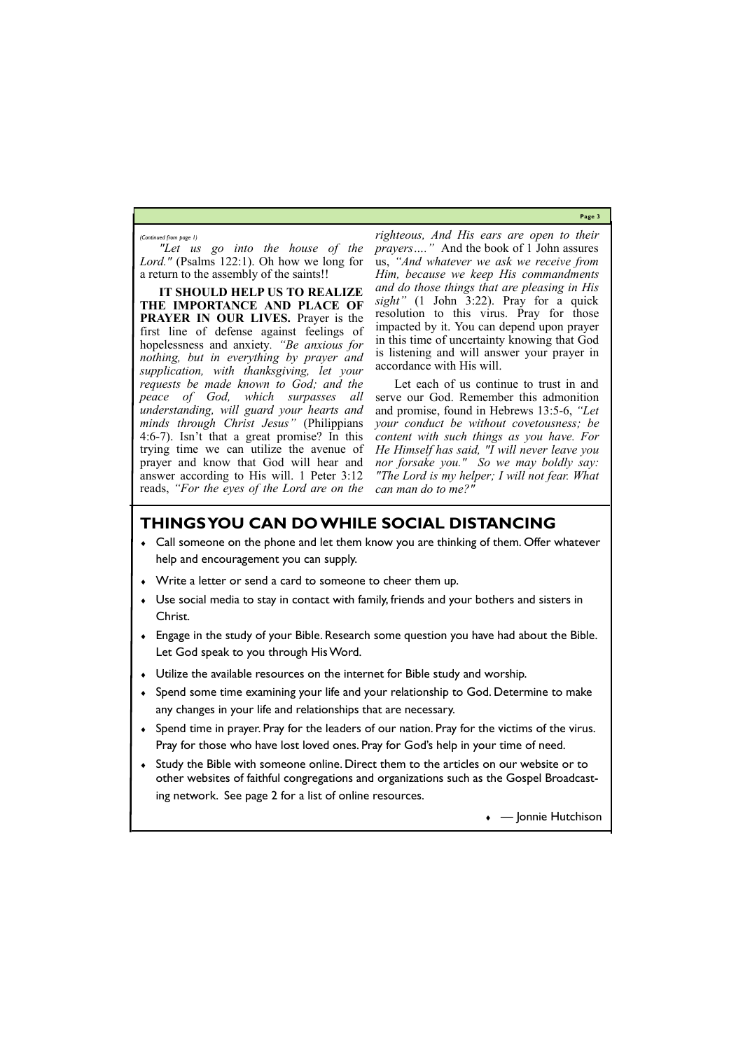*(Continued from page 1)*

*"Let us go into the house of the Lord."* (Psalms 122:1). Oh how we long for a return to the assembly of the saints!!

**IT SHOULD HELP US TO REALIZE THE IMPORTANCE AND PLACE OF PRAYER IN OUR LIVES.** Prayer is the first line of defense against feelings of hopelessness and anxiety. *"Be anxious for nothing, but in everything by prayer and supplication, with thanksgiving, let your requests be made known to God; and the peace of God, which surpasses all understanding, will guard your hearts and minds through Christ Jesus"* (Philippians 4:6-7). Isn't that a great promise? In this trying time we can utilize the avenue of prayer and know that God will hear and answer according to His will. 1 Peter 3:12 reads, *"For the eyes of the Lord are on the righteous, And His ears are open to their prayers…."* And the book of 1 John assures us, *"And whatever we ask we receive from Him, because we keep His commandments and do those things that are pleasing in His sight"* (1 John 3:22). Pray for a quick resolution to this virus. Pray for those impacted by it. You can depend upon prayer in this time of uncertainty knowing that God is listening and will answer your prayer in accordance with His will.

Let each of us continue to trust in and serve our God. Remember this admonition and promise, found in Hebrews 13:5-6, *"Let your conduct be without covetousness; be content with such things as you have. For He Himself has said, "I will never leave you nor forsake you." So we may boldly say: "The Lord is my helper; I will not fear. What can man do to me?"*

## THINGS YOU CAN DO WHILE SOCIAL DISTANCING

- Call someone on the phone and let them know you are thinking of them. Offer whatever help and encouragement you can supply.
- Write a letter or send a card to someone to cheer them up.
- Use social media to stay in contact with family, friends and your bothers and sisters in Christ.
- Engage in the study of your Bible. Research some question you have had about the Bible. Let God speak to you through His Word.
- Utilize the available resources on the internet for Bible study and worship.
- Spend some time examining your life and your relationship to God. Determine to make any changes in your life and relationships that are necessary.
- Spend time in prayer. Pray for the leaders of our nation. Pray for the victims of the virus. Pray for those who have lost loved ones. Pray for God's help in your time of need.
- Study the Bible with someone online. Direct them to the articles on our website or to other websites of faithful congregations and organizations such as the Gospel Broadcasting network. See page 2 for a list of online resources.

— Jonnie Hutchison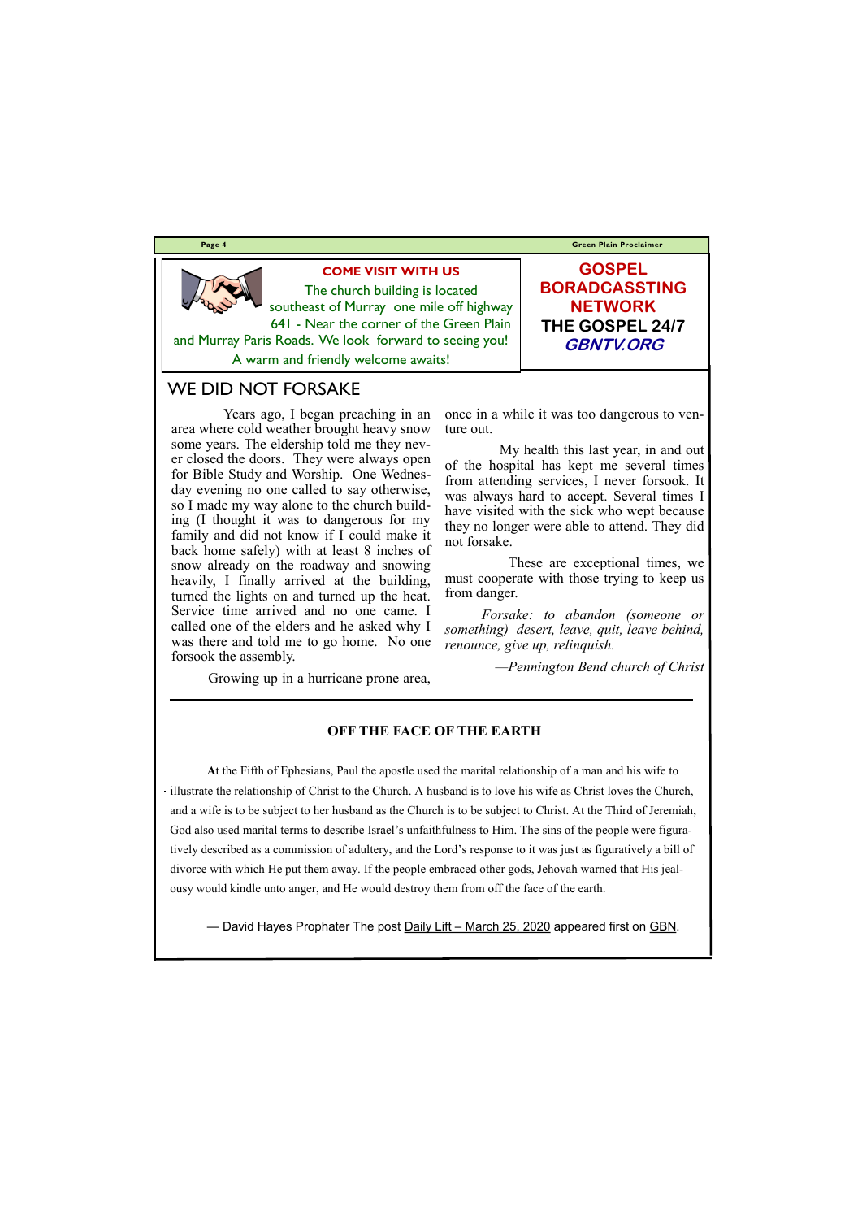## COME VISIT WITH US

The church building is located southeast of Murray one mile off highway 641 - Near the corner of the Green Plain and Murray Paris Roads. We look forward to seeing you! A warm and friendly welcome awaits!

**GOSPEL BORADCASSTING NETWORK**

**THE GOSPEL 24/7**

***GBNTV.ORG***

# WE DID NOT FORSAKE

Years ago, I began preaching in an area where cold weather brought heavy snow some years. The eldership told me they never closed the doors. They were always open for Bible Study and Worship. One Wednesday evening no one called to say otherwise, so I made my way alone to the church building (I thought it was to dangerous for my family and did not know if I could make it back home safely) with at least 8 inches of snow already on the roadway and snowing heavily, I finally arrived at the building, turned the lights on and turned up the heat. Service time arrived and no one came. I called one of the elders and he asked why I was there and told me to go home. No one forsook the assembly.

Growing up in a hurricane prone area, once in a while it was too dangerous to venture out.

My health this last year, in and out of the hospital has kept me several times from attending services, I never forsook. It was always hard to accept. Several times I have visited with the sick who wept because they no longer were able to attend. They did not forsake.

These are exceptional times, we must cooperate with those trying to keep us from danger.

*Forsake: to abandon (someone or something) desert, leave, quit, leave behind, renounce, give up, relinquish.*

*—Pennington Bend church of Christ*

---

## OFF THE FACE OF THE EARTH

**A**t the Fifth of Ephesians, Paul the apostle used the marital relationship of a man and his wife to illustrate the relationship of Christ to the Church. A husband is to love his wife as Christ loves the Church, and a wife is to be subject to her husband as the Church is to be subject to Christ. At the Third of Jeremiah, God also used marital terms to describe Israel's unfaithfulness to Him. The sins of the people were figuratively described as a commission of adultery, and the Lord's response to it was just as figuratively a bill of divorce with which He put them away. If the people embraced other gods, Jehovah warned that His jealousy would kindle unto anger, and He would destroy them from off the face of the earth.

— David Hayes Prophater The post Daily Lift – March 25, 2020 appeared first on GBN.